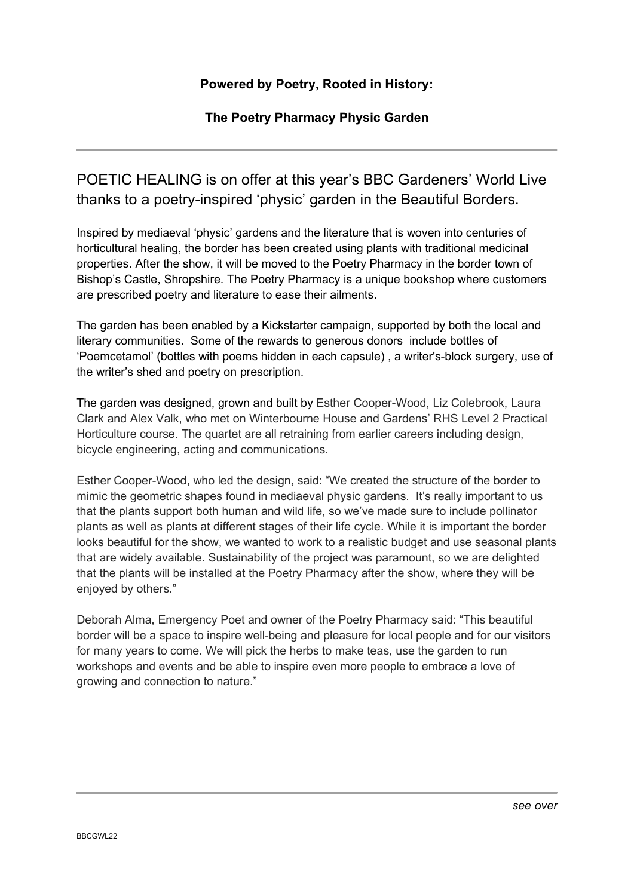**Powered by Poetry, Rooted in History:**

**The Poetry Pharmacy Physic Garden**

---

POETIC HEALING is on offer at this year's BBC Gardeners' World Live thanks to a poetry-inspired 'physic' garden in the Beautiful Borders.

Inspired by mediaeval 'physic' gardens and the literature that is woven into centuries of horticultural healing, the border has been created using plants with traditional medicinal properties. After the show, it will be moved to the Poetry Pharmacy in the border town of Bishop's Castle, Shropshire. The Poetry Pharmacy is a unique bookshop where customers are prescribed poetry and literature to ease their ailments.

The garden has been enabled by a Kickstarter campaign, supported by both the local and literary communities. Some of the rewards to generous donors include bottles of 'Poemcetamol' (bottles with poems hidden in each capsule) , a writer's-block surgery, use of the writer's shed and poetry on prescription.

The garden was designed, grown and built by Esther Cooper-Wood, Liz Colebrook, Laura Clark and Alex Valk, who met on Winterbourne House and Gardens' RHS Level 2 Practical Horticulture course. The quartet are all retraining from earlier careers including design, bicycle engineering, acting and communications.

Esther Cooper-Wood, who led the design, said: "We created the structure of the border to mimic the geometric shapes found in mediaeval physic gardens. It's really important to us that the plants support both human and wild life, so we've made sure to include pollinator plants as well as plants at different stages of their life cycle. While it is important the border looks beautiful for the show, we wanted to work to a realistic budget and use seasonal plants that are widely available. Sustainability of the project was paramount, so we are delighted that the plants will be installed at the Poetry Pharmacy after the show, where they will be enjoyed by others."

Deborah Alma, Emergency Poet and owner of the Poetry Pharmacy said: "This beautiful border will be a space to inspire well-being and pleasure for local people and for our visitors for many years to come. We will pick the herbs to make teas, use the garden to run workshops and events and be able to inspire even more people to embrace a love of growing and connection to nature."

---

*see over*

BBCGWL22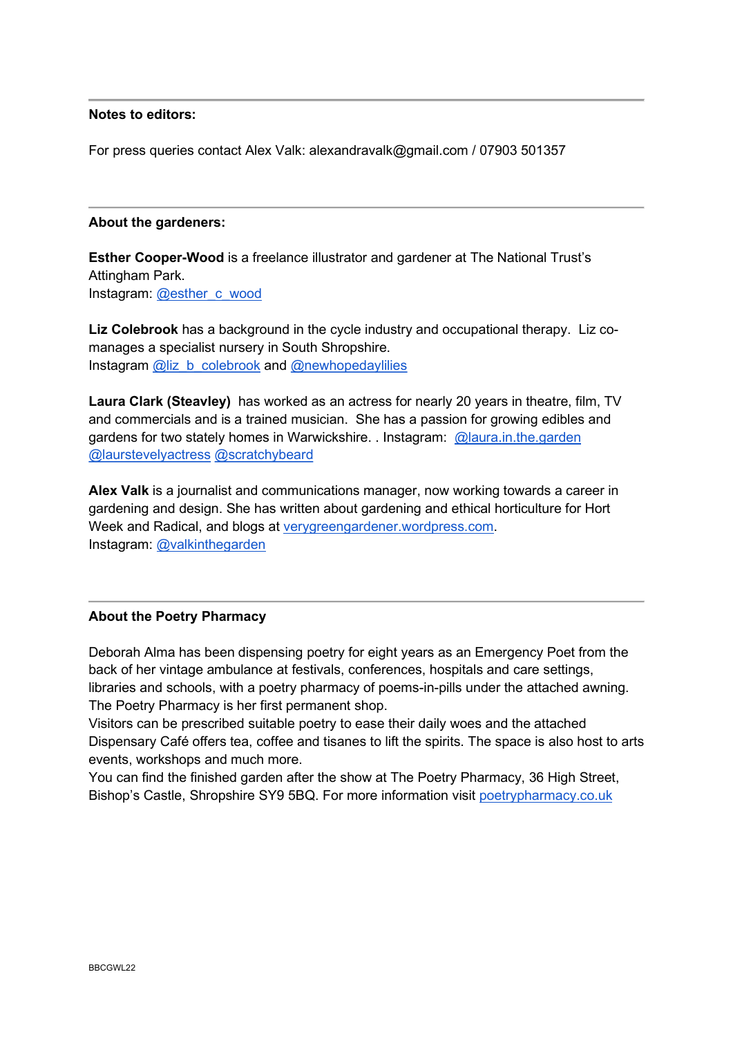**Notes to editors:**

For press queries contact Alex Valk: alexandravalk@gmail.com / 07903 501357

**About the gardeners:**

**Esther Cooper-Wood** is a freelance illustrator and gardener at The National Trust's Attingham Park.
Instagram: @esther_c_wood

**Liz Colebrook** has a background in the cycle industry and occupational therapy. Liz co-manages a specialist nursery in South Shropshire.
Instagram @liz_b_colebrook and @newhopedaylilies

**Laura Clark (Steavley)** has worked as an actress for nearly 20 years in theatre, film, TV and commercials and is a trained musician. She has a passion for growing edibles and gardens for two stately homes in Warwickshire. . Instagram: @laura.in.the.garden @laurstevelyactress @scratchybeard

**Alex Valk** is a journalist and communications manager, now working towards a career in gardening and design. She has written about gardening and ethical horticulture for Hort Week and Radical, and blogs at verygreengardener.wordpress.com.
Instagram: @valkinthegarden

**About the Poetry Pharmacy**

Deborah Alma has been dispensing poetry for eight years as an Emergency Poet from the back of her vintage ambulance at festivals, conferences, hospitals and care settings, libraries and schools, with a poetry pharmacy of poems-in-pills under the attached awning. The Poetry Pharmacy is her first permanent shop.
Visitors can be prescribed suitable poetry to ease their daily woes and the attached Dispensary Café offers tea, coffee and tisanes to lift the spirits. The space is also host to arts events, workshops and much more.
You can find the finished garden after the show at The Poetry Pharmacy, 36 High Street, Bishop's Castle, Shropshire SY9 5BQ. For more information visit poetrypharmacy.co.uk

BBCGWL22